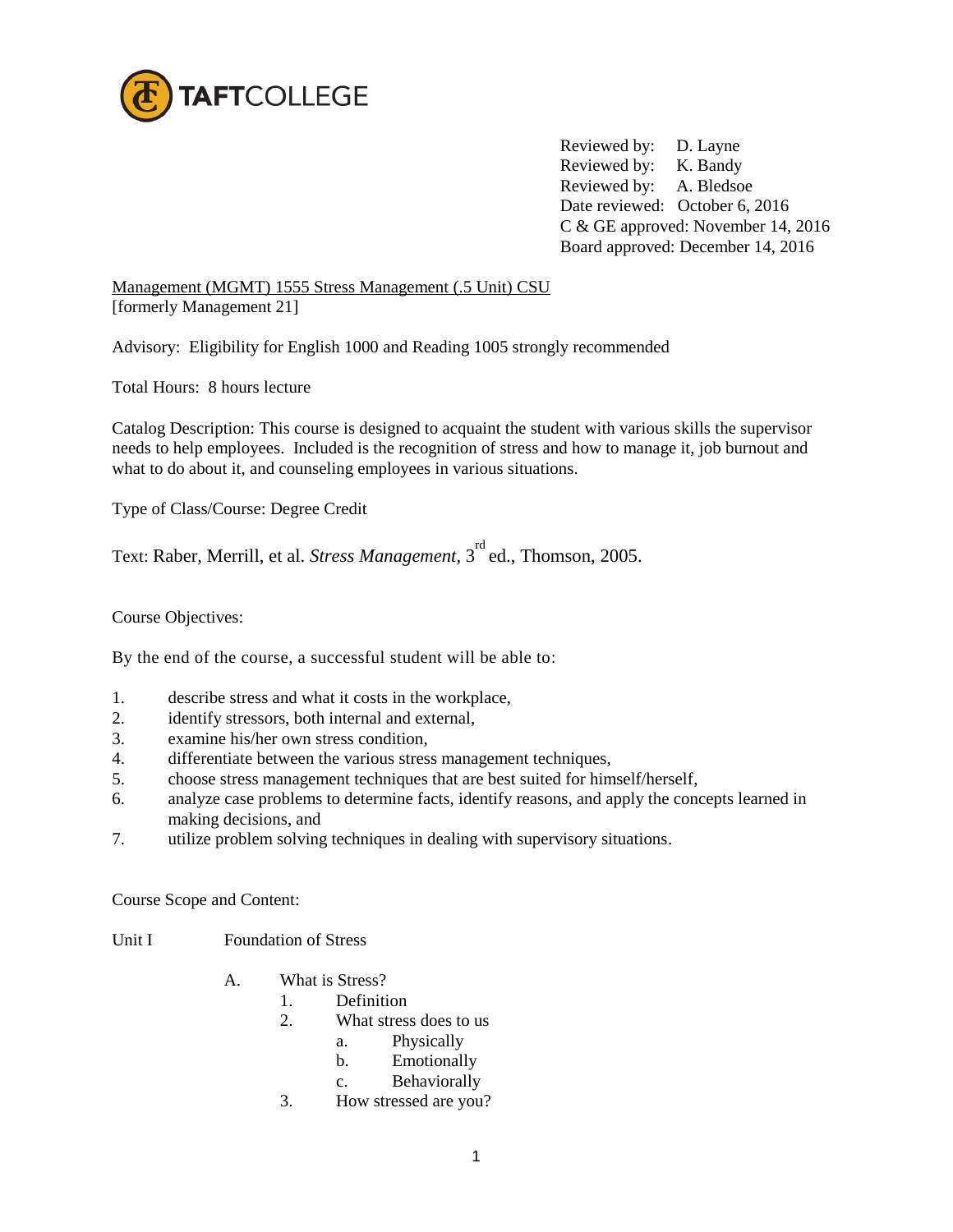TAFTCOLLEGE

Reviewed by: D. Layne
Reviewed by: K. Bandy
Reviewed by: A. Bledsoe
Date reviewed: October 6, 2016
C & GE approved: November 14, 2016
Board approved: December 14, 2016

Management (MGMT) 1555 Stress Management (.5 Unit) CSU
[formerly Management 21]

Advisory: Eligibility for English 1000 and Reading 1005 strongly recommended

Total Hours: 8 hours lecture

Catalog Description: This course is designed to acquaint the student with various skills the supervisor needs to help employees. Included is the recognition of stress and how to manage it, job burnout and what to do about it, and counseling employees in various situations.

Type of Class/Course: Degree Credit

Text: Raber, Merrill, et al. *Stress Management*, 3rd ed., Thomson, 2005.

Course Objectives:

By the end of the course, a successful student will be able to:

1. describe stress and what it costs in the workplace,
2. identify stressors, both internal and external,
3. examine his/her own stress condition,
4. differentiate between the various stress management techniques,
5. choose stress management techniques that are best suited for himself/herself,
6. analyze case problems to determine facts, identify reasons, and apply the concepts learned in making decisions, and
7. utilize problem solving techniques in dealing with supervisory situations.

Course Scope and Content:

Unit I Foundation of Stress

- A. What is Stress?
  1. Definition
  2. What stress does to us
     - a. Physically
     - b. Emotionally
     - c. Behaviorally
  3. How stressed are you?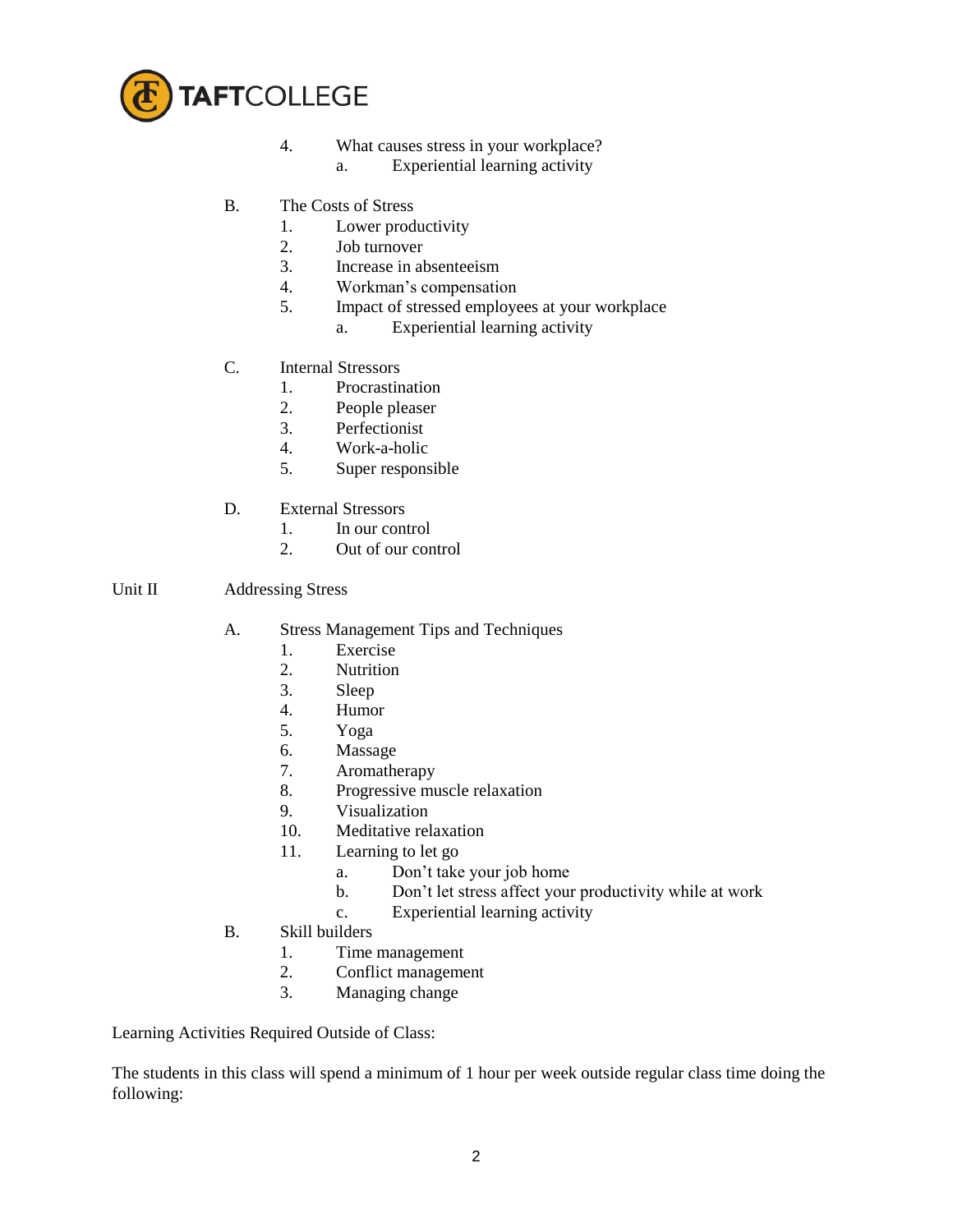4. What causes stress in your workplace?
    a. Experiential learning activity

B. The Costs of Stress
    1. Lower productivity
    2. Job turnover
    3. Increase in absenteeism
    4. Workman's compensation
    5. Impact of stressed employees at your workplace
        a. Experiential learning activity

C. Internal Stressors
    1. Procrastination
    2. People pleaser
    3. Perfectionist
    4. Work-a-holic
    5. Super responsible

D. External Stressors
    1. In our control
    2. Out of our control

Unit II Addressing Stress

A. Stress Management Tips and Techniques
    1. Exercise
    2. Nutrition
    3. Sleep
    4. Humor
    5. Yoga
    6. Massage
    7. Aromatherapy
    8. Progressive muscle relaxation
    9. Visualization
    10. Meditative relaxation
    11. Learning to let go
        a. Don't take your job home
        b. Don't let stress affect your productivity while at work
        c. Experiential learning activity

B. Skill builders
    1. Time management
    2. Conflict management
    3. Managing change

Learning Activities Required Outside of Class:

The students in this class will spend a minimum of 1 hour per week outside regular class time doing the following: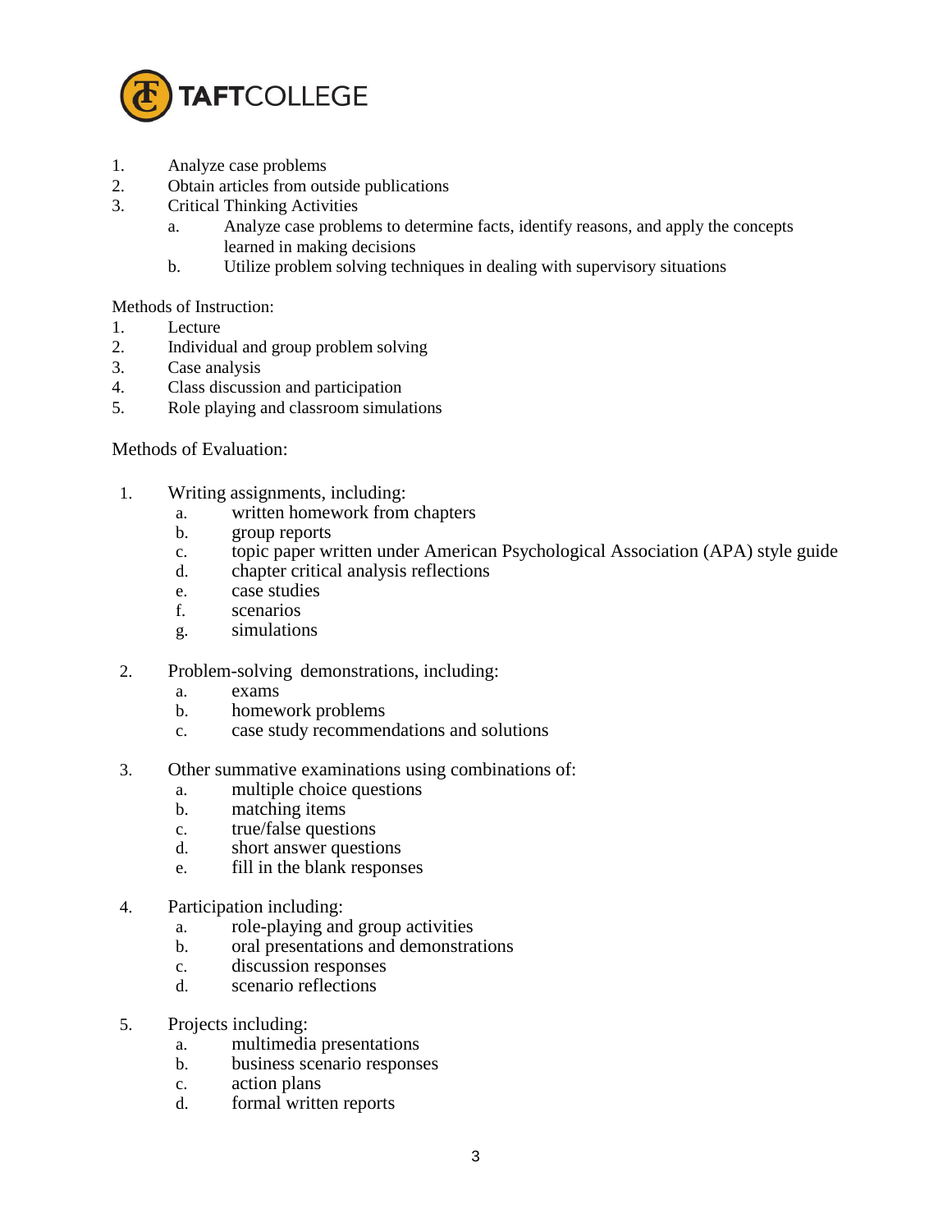1. Analyze case problems
2. Obtain articles from outside publications
3. Critical Thinking Activities
   a. Analyze case problems to determine facts, identify reasons, and apply the concepts learned in making decisions
   b. Utilize problem solving techniques in dealing with supervisory situations

Methods of Instruction:

1. Lecture
2. Individual and group problem solving
3. Case analysis
4. Class discussion and participation
5. Role playing and classroom simulations

Methods of Evaluation:

1. Writing assignments, including:
   a. written homework from chapters
   b. group reports
   c. topic paper written under American Psychological Association (APA) style guide
   d. chapter critical analysis reflections
   e. case studies
   f. scenarios
   g. simulations

2. Problem-solving demonstrations, including:
   a. exams
   b. homework problems
   c. case study recommendations and solutions

3. Other summative examinations using combinations of:
   a. multiple choice questions
   b. matching items
   c. true/false questions
   d. short answer questions
   e. fill in the blank responses

4. Participation including:
   a. role-playing and group activities
   b. oral presentations and demonstrations
   c. discussion responses
   d. scenario reflections

5. Projects including:
   a. multimedia presentations
   b. business scenario responses
   c. action plans
   d. formal written reports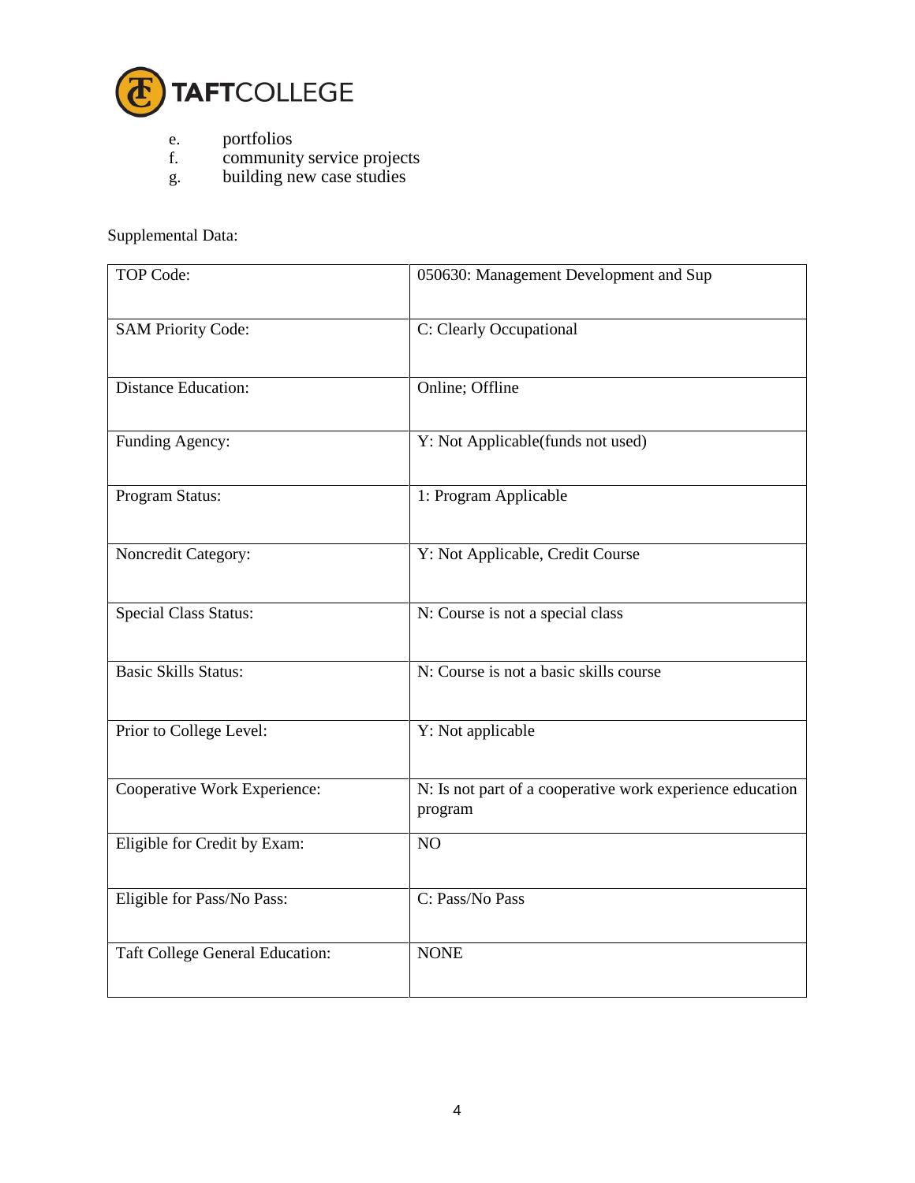e. portfolios
f. community service projects
g. building new case studies

Supplemental Data:

| | |
|---|---|
| TOP Code: | 050630: Management Development and Sup |
| SAM Priority Code: | C: Clearly Occupational |
| Distance Education: | Online; Offline |
| Funding Agency: | Y: Not Applicable(funds not used) |
| Program Status: | 1: Program Applicable |
| Noncredit Category: | Y: Not Applicable, Credit Course |
| Special Class Status: | N: Course is not a special class |
| Basic Skills Status: | N: Course is not a basic skills course |
| Prior to College Level: | Y: Not applicable |
| Cooperative Work Experience: | N: Is not part of a cooperative work experience education program |
| Eligible for Credit by Exam: | NO |
| Eligible for Pass/No Pass: | C: Pass/No Pass |
| Taft College General Education: | NONE |